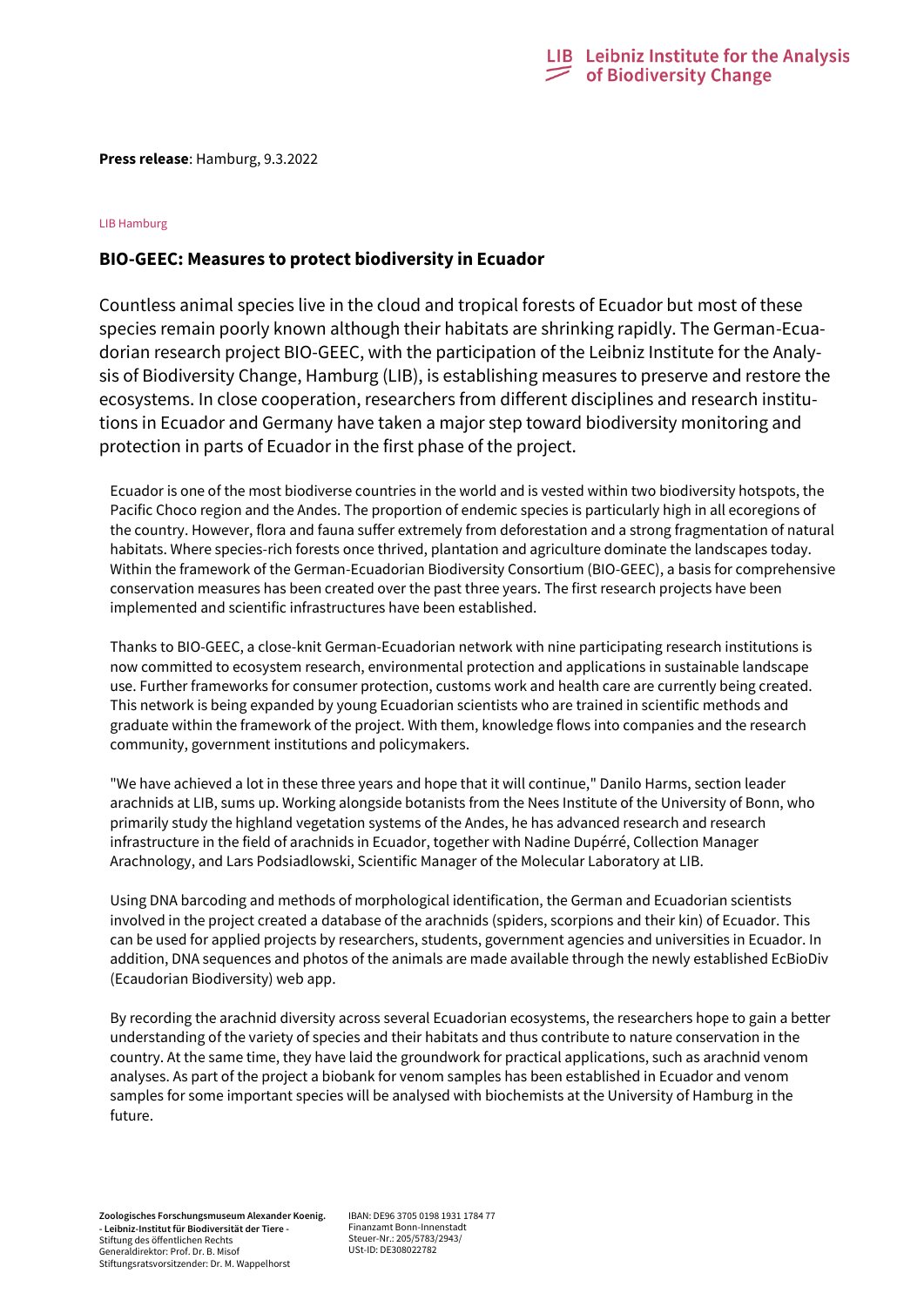**Press release**: Hamburg, 9.3.2022

LIB Hamburg

## BIO-GEEC: Measures to protect biodiversity in Ecuador

Countless animal species live in the cloud and tropical forests of Ecuador but most of these species remain poorly known although their habitats are shrinking rapidly. The German-Ecuadorian research project BIO-GEEC, with the participation of the Leibniz Institute for the Analysis of Biodiversity Change, Hamburg (LIB), is establishing measures to preserve and restore the ecosystems. In close cooperation, researchers from different disciplines and research institutions in Ecuador and Germany have taken a major step toward biodiversity monitoring and protection in parts of Ecuador in the first phase of the project.

Ecuador is one of the most biodiverse countries in the world and is vested within two biodiversity hotspots, the Pacific Choco region and the Andes. The proportion of endemic species is particularly high in all ecoregions of the country. However, flora and fauna suffer extremely from deforestation and a strong fragmentation of natural habitats. Where species-rich forests once thrived, plantation and agriculture dominate the landscapes today. Within the framework of the German-Ecuadorian Biodiversity Consortium (BIO-GEEC), a basis for comprehensive conservation measures has been created over the past three years. The first research projects have been implemented and scientific infrastructures have been established.

Thanks to BIO-GEEC, a close-knit German-Ecuadorian network with nine participating research institutions is now committed to ecosystem research, environmental protection and applications in sustainable landscape use. Further frameworks for consumer protection, customs work and health care are currently being created. This network is being expanded by young Ecuadorian scientists who are trained in scientific methods and graduate within the framework of the project. With them, knowledge flows into companies and the research community, government institutions and policymakers.

"We have achieved a lot in these three years and hope that it will continue," Danilo Harms, section leader arachnids at LIB, sums up. Working alongside botanists from the Nees Institute of the University of Bonn, who primarily study the highland vegetation systems of the Andes, he has advanced research and research infrastructure in the field of arachnids in Ecuador, together with Nadine Dupérré, Collection Manager Arachnology, and Lars Podsiadlowski, Scientific Manager of the Molecular Laboratory at LIB.

Using DNA barcoding and methods of morphological identification, the German and Ecuadorian scientists involved in the project created a database of the arachnids (spiders, scorpions and their kin) of Ecuador. This can be used for applied projects by researchers, students, government agencies and universities in Ecuador. In addition, DNA sequences and photos of the animals are made available through the newly established EcBioDiv (Ecaudorian Biodiversity) web app.

By recording the arachnid diversity across several Ecuadorian ecosystems, the researchers hope to gain a better understanding of the variety of species and their habitats and thus contribute to nature conservation in the country. At the same time, they have laid the groundwork for practical applications, such as arachnid venom analyses. As part of the project a biobank for venom samples has been established in Ecuador and venom samples for some important species will be analysed with biochemists at the University of Hamburg in the future.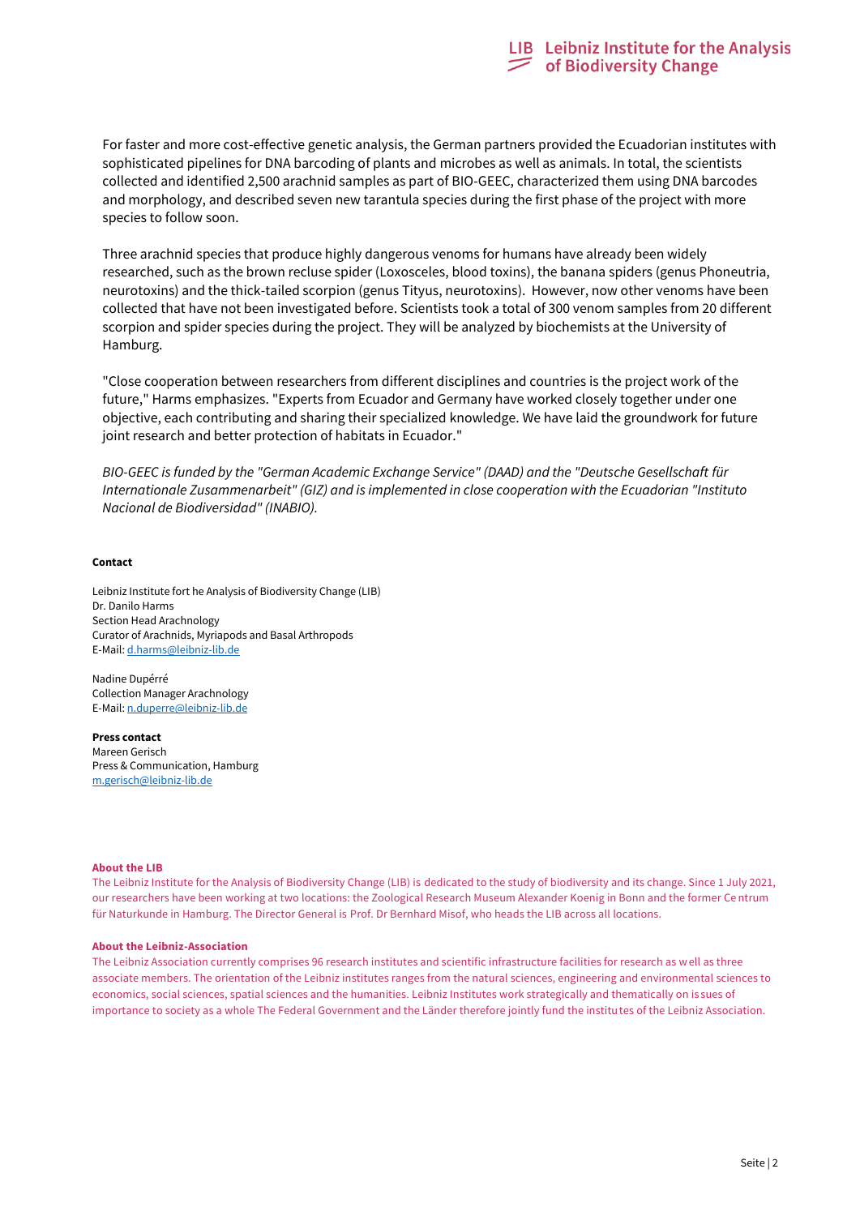For faster and more cost-effective genetic analysis, the German partners provided the Ecuadorian institutes with sophisticated pipelines for DNA barcoding of plants and microbes as well as animals. In total, the scientists collected and identified 2,500 arachnid samples as part of BIO-GEEC, characterized them using DNA barcodes and morphology, and described seven new tarantula species during the first phase of the project with more species to follow soon.

Three arachnid species that produce highly dangerous venoms for humans have already been widely researched, such as the brown recluse spider (Loxosceles, blood toxins), the banana spiders (genus Phoneutria, neurotoxins) and the thick-tailed scorpion (genus Tityus, neurotoxins). However, now other venoms have been collected that have not been investigated before. Scientists took a total of 300 venom samples from 20 different scorpion and spider species during the project. They will be analyzed by biochemists at the University of Hamburg.

"Close cooperation between researchers from different disciplines and countries is the project work of the future," Harms emphasizes. "Experts from Ecuador and Germany have worked closely together under one objective, each contributing and sharing their specialized knowledge. We have laid the groundwork for future joint research and better protection of habitats in Ecuador."

*BIO-GEEC is funded by the "German Academic Exchange Service" (DAAD) and the "Deutsche Gesellschaft für Internationale Zusammenarbeit" (GIZ) and is implemented in close cooperation with the Ecuadorian "Instituto Nacional de Biodiversidad" (INABIO).*

**Contact**

Leibniz Institute fort he Analysis of Biodiversity Change (LIB)
Dr. Danilo Harms
Section Head Arachnology
Curator of Arachnids, Myriapods and Basal Arthropods
E-Mail: d.harms@leibniz-lib.de

Nadine Dupérré
Collection Manager Arachnology
E-Mail: n.duperre@leibniz-lib.de

**Press contact**
Mareen Gerisch
Press & Communication, Hamburg
m.gerisch@leibniz-lib.de

**About the LIB**
The Leibniz Institute for the Analysis of Biodiversity Change (LIB) is dedicated to the study of biodiversity and its change. Since 1 July 2021, our researchers have been working at two locations: the Zoological Research Museum Alexander Koenig in Bonn and the former Centrum für Naturkunde in Hamburg. The Director General is Prof. Dr Bernhard Misof, who heads the LIB across all locations.

**About the Leibniz-Association**
The Leibniz Association currently comprises 96 research institutes and scientific infrastructure facilities for research as well as three associate members. The orientation of the Leibniz institutes ranges from the natural sciences, engineering and environmental sciences to economics, social sciences, spatial sciences and the humanities. Leibniz Institutes work strategically and thematically on issues of importance to society as a whole The Federal Government and the Länder therefore jointly fund the institutes of the Leibniz Association.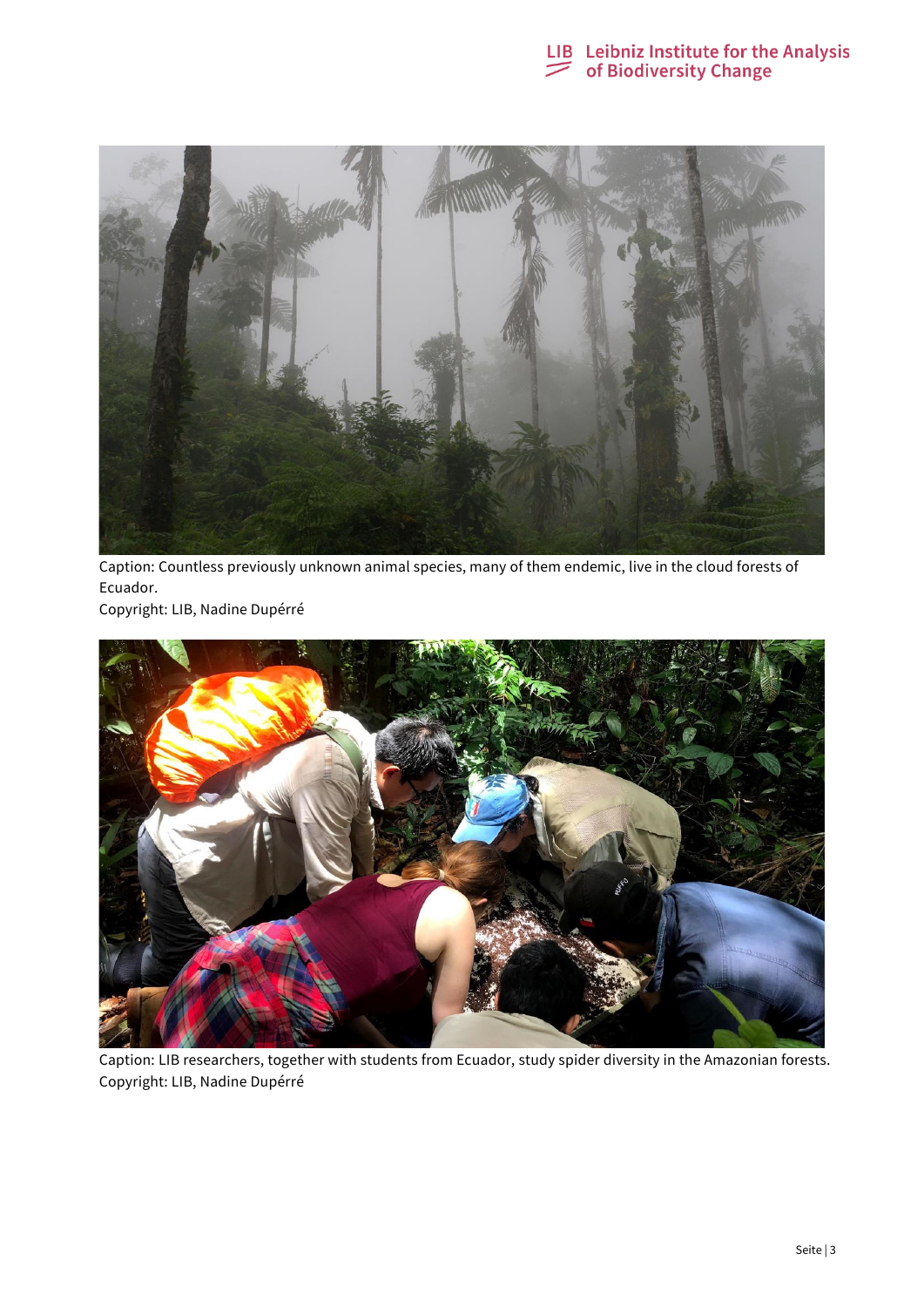Caption: Countless previously unknown animal species, many of them endemic, live in the cloud forests of Ecuador.
Copyright: LIB, Nadine Dupérré

Caption: LIB researchers, together with students from Ecuador, study spider diversity in the Amazonian forests.
Copyright: LIB, Nadine Dupérré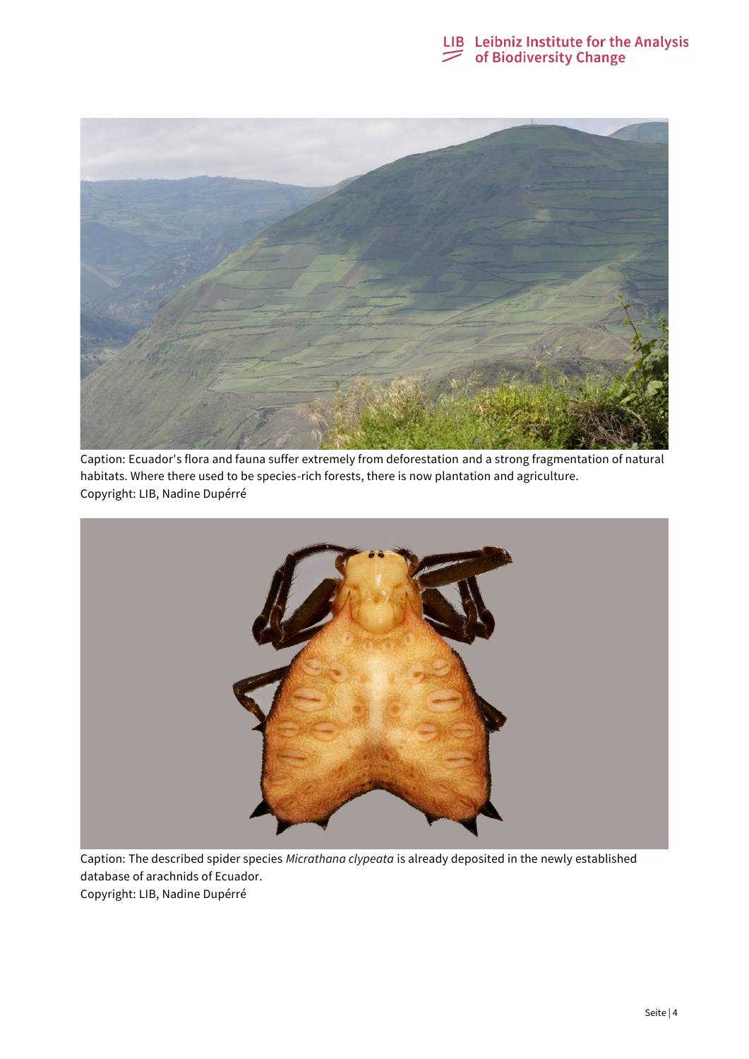Caption: Ecuador's flora and fauna suffer extremely from deforestation and a strong fragmentation of natural habitats. Where there used to be species-rich forests, there is now plantation and agriculture.
Copyright: LIB, Nadine Dupérré

Caption: The described spider species *Micrathana clypeata* is already deposited in the newly established database of arachnids of Ecuador.
Copyright: LIB, Nadine Dupérré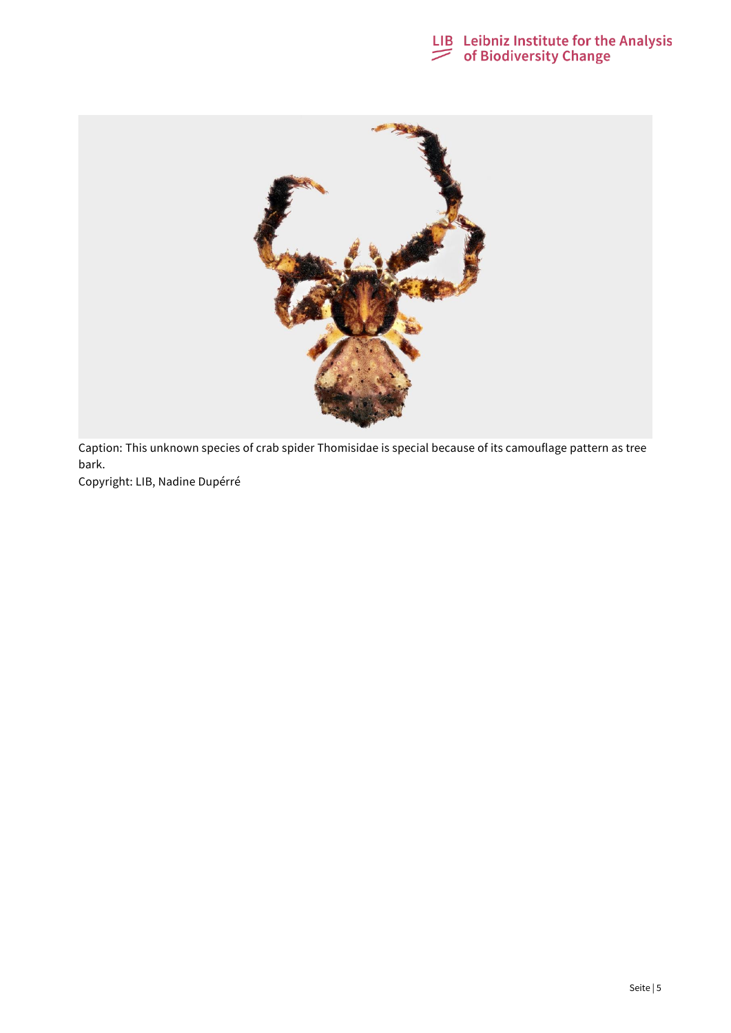Caption: This unknown species of crab spider Thomisidae is special because of its camouflage pattern as tree bark.
Copyright: LIB, Nadine Dupérré